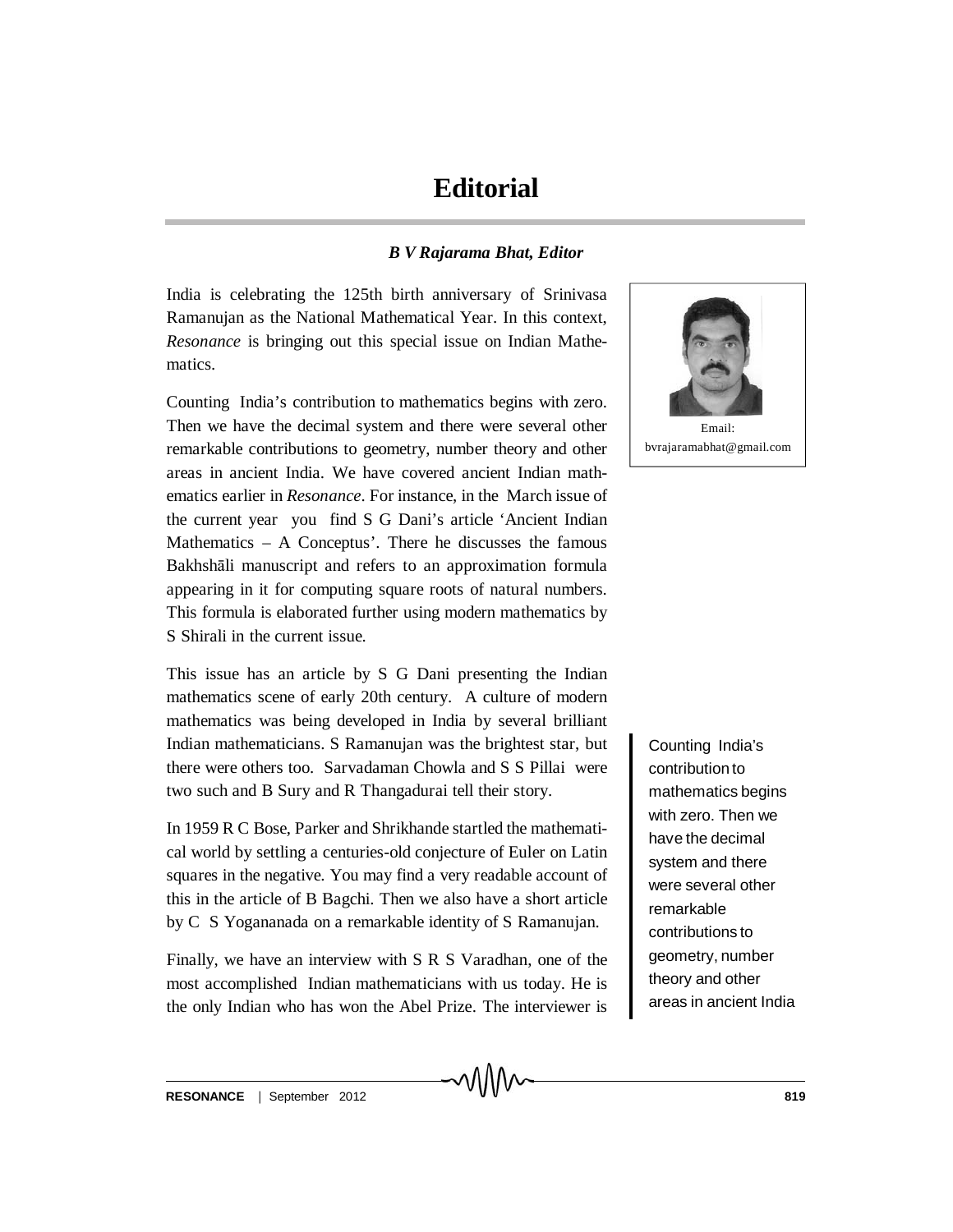# Editorial

***B V Rajarama Bhat, Editor***

Email: bvrajaramabhat@gmail.com

India is celebrating the 125th birth anniversary of Srinivasa Ramanujan as the National Mathematical Year. In this context, *Resonance* is bringing out this special issue on Indian Mathematics.

Counting India's contribution to mathematics begins with zero. Then we have the decimal system and there were several other remarkable contributions to geometry, number theory and other areas in ancient India. We have covered ancient Indian mathematics earlier in *Resonance*. For instance, in the March issue of the current year you find S G Dani's article 'Ancient Indian Mathematics – A Conceptus'. There he discusses the famous Bakhshāli manuscript and refers to an approximation formula appearing in it for computing square roots of natural numbers. This formula is elaborated further using modern mathematics by S Shirali in the current issue.

This issue has an article by S G Dani presenting the Indian mathematics scene of early 20th century. A culture of modern mathematics was being developed in India by several brilliant Indian mathematicians. S Ramanujan was the brightest star, but there were others too. Sarvadaman Chowla and S S Pillai were two such and B Sury and R Thangadurai tell their story.

Counting India's contribution to mathematics begins with zero. Then we have the decimal system and there were several other remarkable contributions to geometry, number theory and other areas in ancient India

In 1959 R C Bose, Parker and Shrikhande startled the mathematical world by settling a centuries-old conjecture of Euler on Latin squares in the negative. You may find a very readable account of this in the article of B Bagchi. Then we also have a short article by C S Yogananada on a remarkable identity of S Ramanujan.

Finally, we have an interview with S R S Varadhan, one of the most accomplished Indian mathematicians with us today. He is the only Indian who has won the Abel Prize. The interviewer is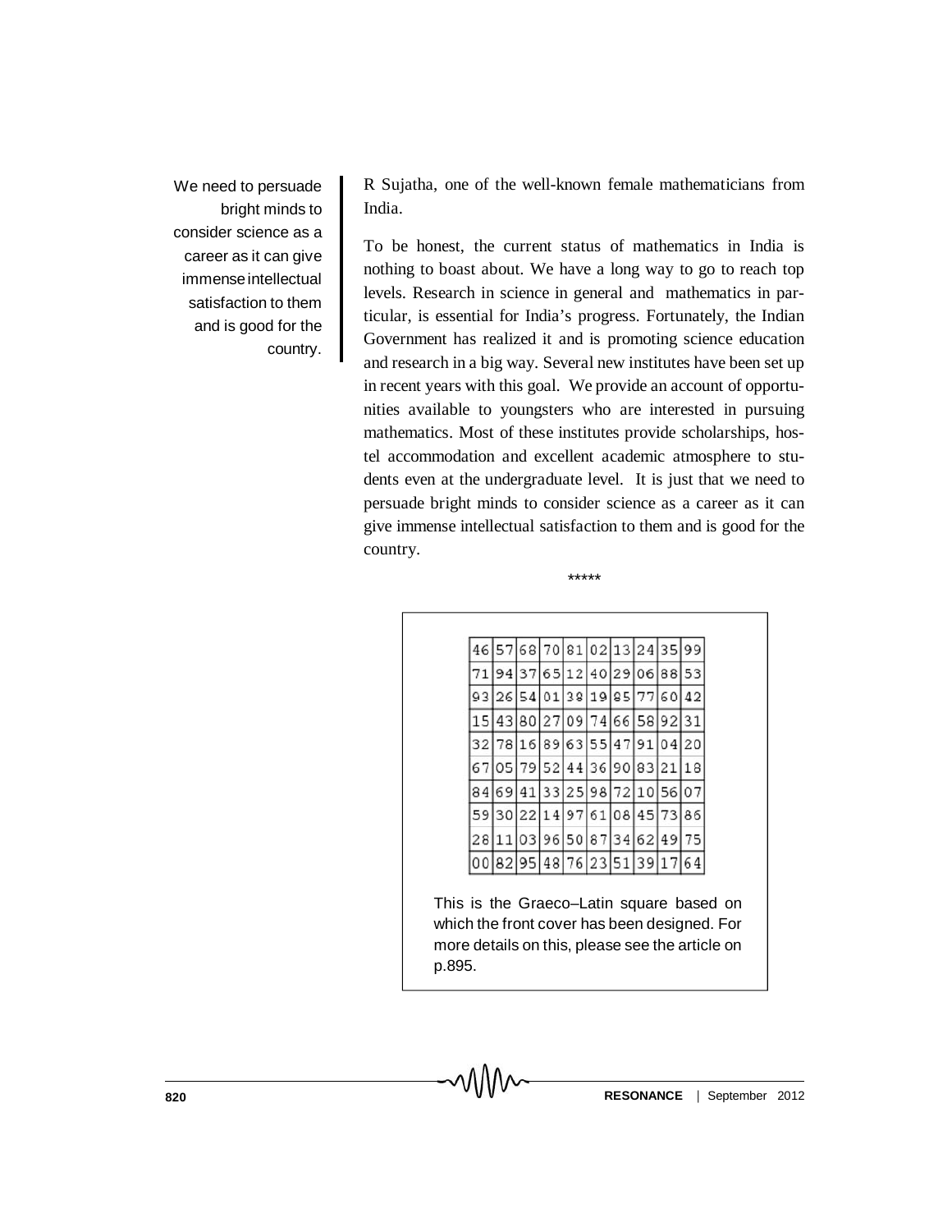> We need to persuade bright minds to consider science as a career as it can give immense intellectual satisfaction to them and is good for the country.

R Sujatha, one of the well-known female mathematicians from India.

To be honest, the current status of mathematics in India is nothing to boast about. We have a long way to go to reach top levels. Research in science in general and mathematics in particular, is essential for India's progress. Fortunately, the Indian Government has realized it and is promoting science education and research in a big way. Several new institutes have been set up in recent years with this goal. We provide an account of opportunities available to youngsters who are interested in pursuing mathematics. Most of these institutes provide scholarships, hostel accommodation and excellent academic atmosphere to students even at the undergraduate level. It is just that we need to persuade bright minds to consider science as a career as it can give immense intellectual satisfaction to them and is good for the country.

*****

| | | | | | | | | | |
|---|---|---|---|---|---|---|---|---|---|
| 46 | 57 | 68 | 70 | 81 | 02 | 13 | 24 | 35 | 99 |
| 71 | 94 | 37 | 65 | 12 | 40 | 29 | 06 | 88 | 53 |
| 93 | 26 | 54 | 01 | 38 | 19 | 85 | 77 | 60 | 42 |
| 15 | 43 | 80 | 27 | 09 | 74 | 66 | 58 | 92 | 31 |
| 32 | 78 | 16 | 89 | 63 | 55 | 47 | 91 | 04 | 20 |
| 67 | 05 | 79 | 52 | 44 | 36 | 90 | 83 | 21 | 18 |
| 84 | 69 | 41 | 33 | 25 | 98 | 72 | 10 | 56 | 07 |
| 59 | 30 | 22 | 14 | 97 | 61 | 08 | 45 | 73 | 86 |
| 28 | 11 | 03 | 96 | 50 | 87 | 34 | 62 | 49 | 75 |
| 00 | 82 | 95 | 48 | 76 | 23 | 51 | 39 | 17 | 64 |

This is the Graeco–Latin square based on which the front cover has designed. For more details on this, please see the article on p.895.